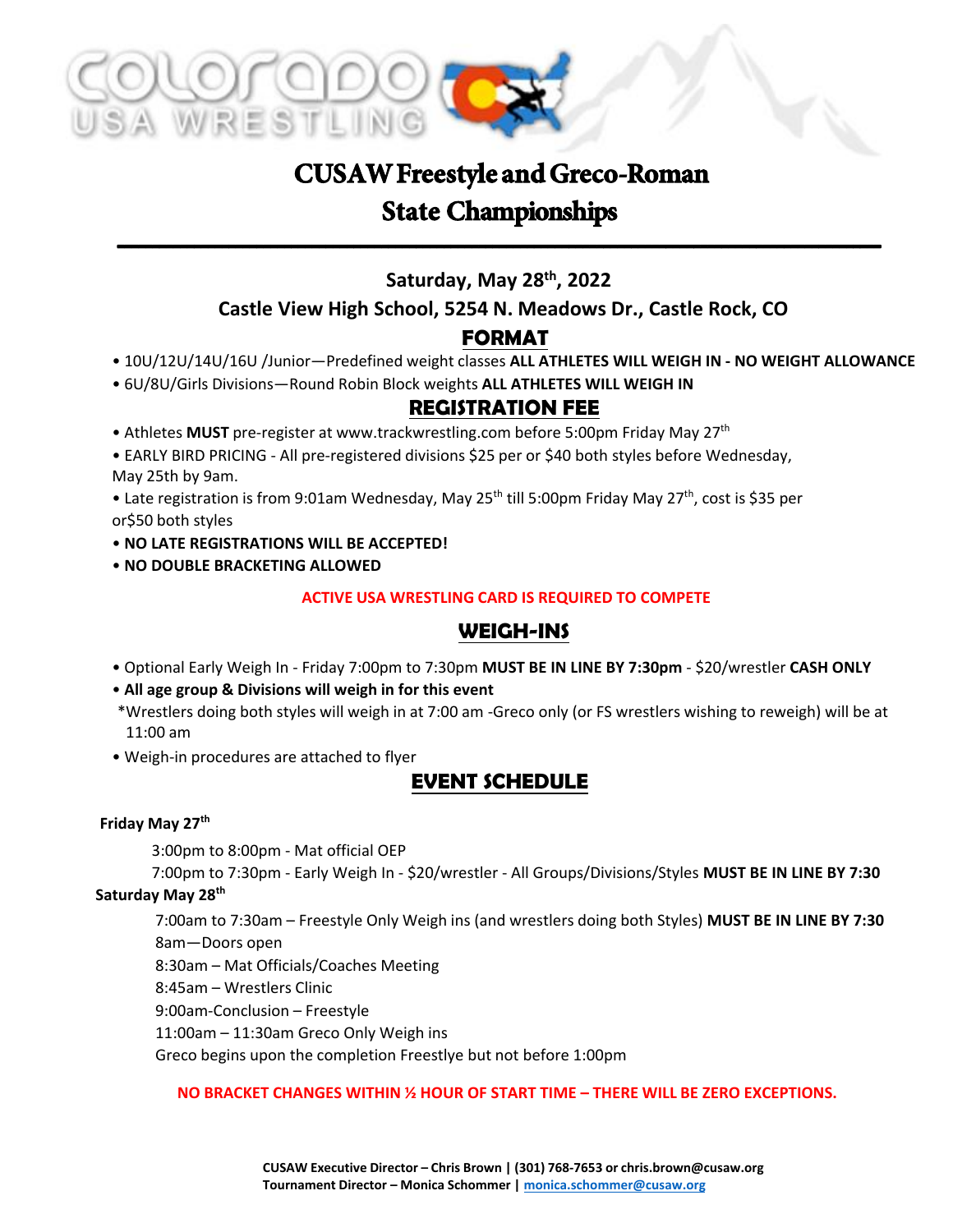# CUSAW Freestyle and Greco-Roman State Championships

**Saturday, May 28th, 2022**

**Castle View High School, 5254 N. Meadows Dr., Castle Rock, CO**

## FORMAT

- 10U/12U/14U/16U /Junior—Predefined weight classes **ALL ATHLETES WILL WEIGH IN - NO WEIGHT ALLOWANCE**
- 6U/8U/Girls Divisions—Round Robin Block weights **ALL ATHLETES WILL WEIGH IN**

## REGISTRATION FEE

- Athletes **MUST** pre-register at www.trackwrestling.com before 5:00pm Friday May 27th
- EARLY BIRD PRICING - All pre-registered divisions $25 per or $40 both styles before Wednesday, May 25th by 9am.
- Late registration is from 9:01am Wednesday, May 25th till 5:00pm Friday May 27th, cost is $35 per or$50 both styles
- **NO LATE REGISTRATIONS WILL BE ACCEPTED!**
- **NO DOUBLE BRACKETING ALLOWED**

**ACTIVE USA WRESTLING CARD IS REQUIRED TO COMPETE**

## WEIGH-INS

- Optional Early Weigh In - Friday 7:00pm to 7:30pm **MUST BE IN LINE BY 7:30pm** - $20/wrestler **CASH ONLY**
- **All age group & Divisions will weigh in for this event**

  *Wrestlers doing both styles will weigh in at 7:00 am -Greco only (or FS wrestlers wishing to reweigh) will be at 11:00 am
- Weigh-in procedures are attached to flyer

## EVENT SCHEDULE

**Friday May 27th**

3:00pm to 8:00pm - Mat official OEP

7:00pm to 7:30pm - Early Weigh In - $20/wrestler - All Groups/Divisions/Styles **MUST BE IN LINE BY 7:30**

**Saturday May 28th**

7:00am to 7:30am – Freestyle Only Weigh ins (and wrestlers doing both Styles) **MUST BE IN LINE BY 7:30**

8am—Doors open

8:30am – Mat Officials/Coaches Meeting

8:45am – Wrestlers Clinic

9:00am-Conclusion – Freestyle

11:00am – 11:30am Greco Only Weigh ins

Greco begins upon the completion Freestlye but not before 1:00pm

**NO BRACKET CHANGES WITHIN ½ HOUR OF START TIME – THERE WILL BE ZERO EXCEPTIONS.**

**CUSAW Executive Director – Chris Brown | (301) 768-7653 or chris.brown@cusaw.org**
**Tournament Director – Monica Schommer | monica.schommer@cusaw.org**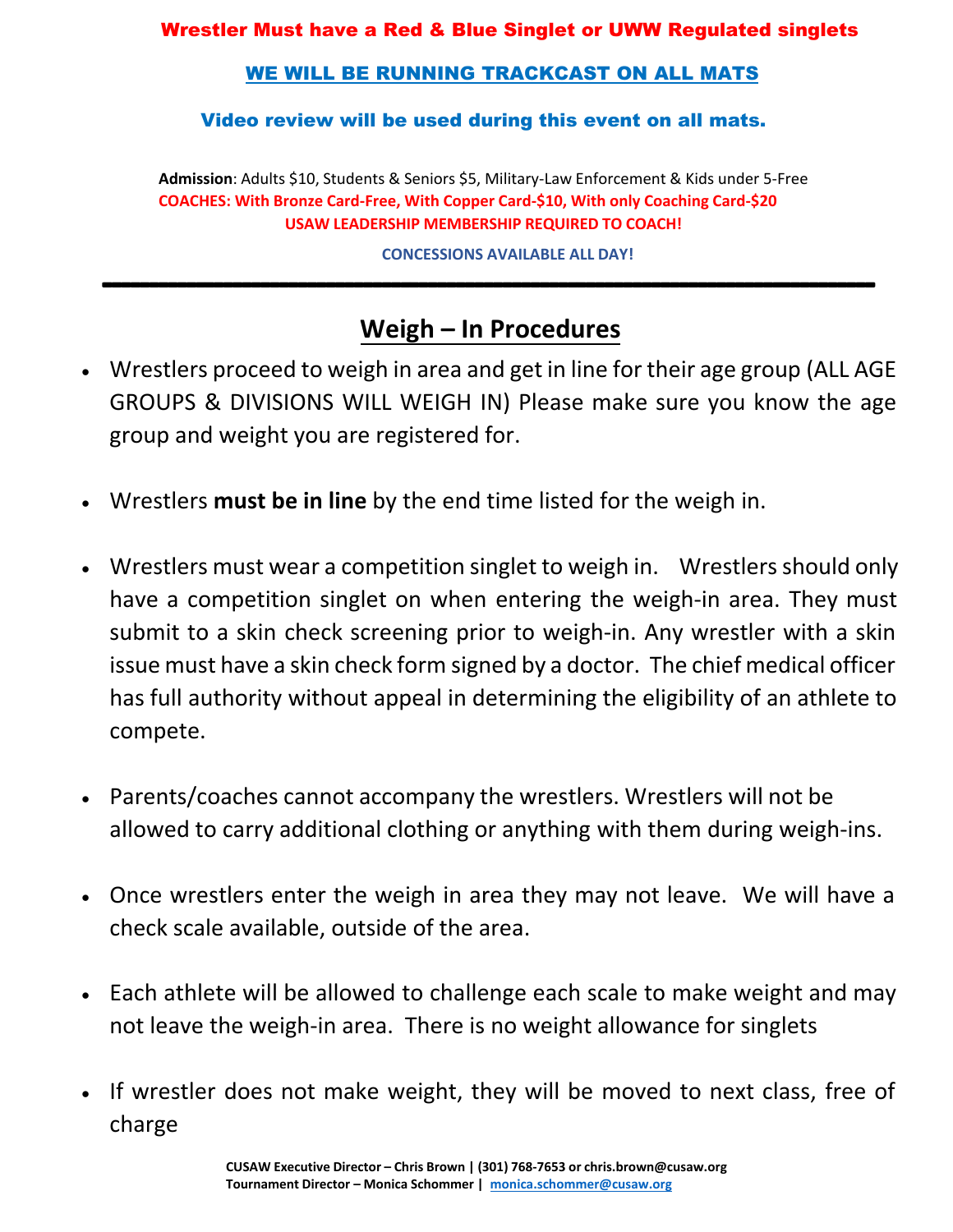**Wrestler Must have a Red & Blue Singlet or UWW Regulated singlets**

**WE WILL BE RUNNING TRACKCAST ON ALL MATS**

**Video review will be used during this event on all mats.**

**Admission**: Adults $10, Students & Seniors $5, Military-Law Enforcement & Kids under 5-Free

**COACHES: With Bronze Card-Free, With Copper Card-$10, With only Coaching Card-$20**

**USAW LEADERSHIP MEMBERSHIP REQUIRED TO COACH!**

**CONCESSIONS AVAILABLE ALL DAY!**

---

## Weigh – In Procedures

- Wrestlers proceed to weigh in area and get in line for their age group (ALL AGE GROUPS & DIVISIONS WILL WEIGH IN) Please make sure you know the age group and weight you are registered for.

- Wrestlers **must be in line** by the end time listed for the weigh in.

- Wrestlers must wear a competition singlet to weigh in. Wrestlers should only have a competition singlet on when entering the weigh-in area. They must submit to a skin check screening prior to weigh-in. Any wrestler with a skin issue must have a skin check form signed by a doctor. The chief medical officer has full authority without appeal in determining the eligibility of an athlete to compete.

- Parents/coaches cannot accompany the wrestlers. Wrestlers will not be allowed to carry additional clothing or anything with them during weigh-ins.

- Once wrestlers enter the weigh in area they may not leave. We will have a check scale available, outside of the area.

- Each athlete will be allowed to challenge each scale to make weight and may not leave the weigh-in area. There is no weight allowance for singlets

- If wrestler does not make weight, they will be moved to next class, free of charge

**CUSAW Executive Director – Chris Brown | (301) 768-7653 or chris.brown@cusaw.org**
**Tournament Director – Monica Schommer | monica.schommer@cusaw.org**